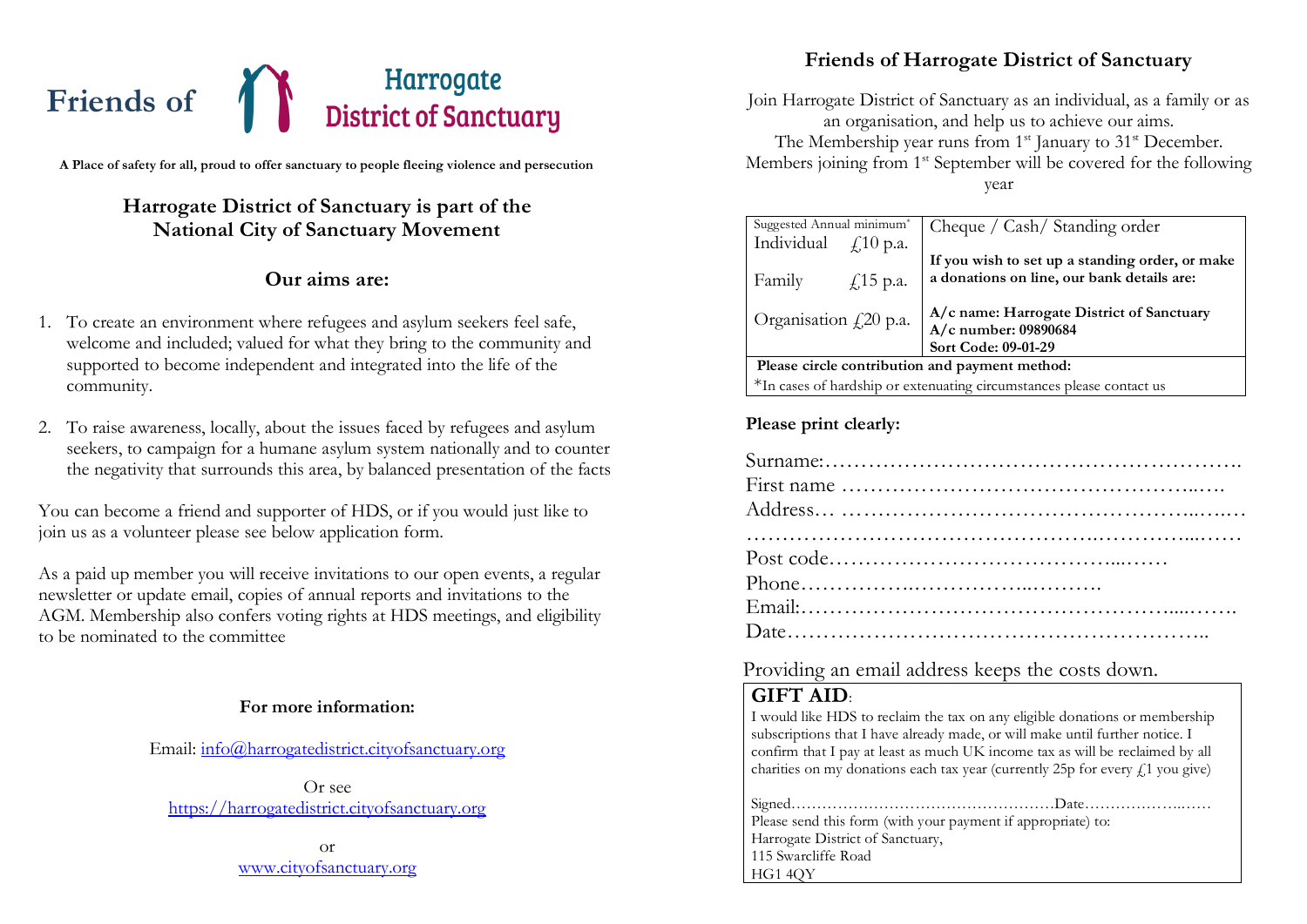# Friends of Harrogate District of Sanctuary

**A Place of safety for all, proud to offer sanctuary to people fleeing violence and persecution**

## Harrogate District of Sanctuary is part of the National City of Sanctuary Movement

## Our aims are:

1. To create an environment where refugees and asylum seekers feel safe, welcome and included; valued for what they bring to the community and supported to become independent and integrated into the life of the community.

2. To raise awareness, locally, about the issues faced by refugees and asylum seekers, to campaign for a humane asylum system nationally and to counter the negativity that surrounds this area, by balanced presentation of the facts

You can become a friend and supporter of HDS, or if you would just like to join us as a volunteer please see below application form.

As a paid up member you will receive invitations to our open events, a regular newsletter or update email, copies of annual reports and invitations to the AGM. Membership also confers voting rights at HDS meetings, and eligibility to be nominated to the committee

**For more information:**

Email: info@harrogatedistrict.cityofsanctuary.org

Or see
https://harrogatedistrict.cityofsanctuary.org

or
www.cityofsanctuary.org

## Friends of Harrogate District of Sanctuary

Join Harrogate District of Sanctuary as an individual, as a family or as an organisation, and help us to achieve our aims.
The Membership year runs from 1st January to 31st December.
Members joining from 1st September will be covered for the following year

| Suggested Annual minimum* | | Cheque / Cash/ Standing order |
|---|---|---|
| Individual | £10 p.a. | **If you wish to set up a standing order, or make a donations on line, our bank details are:** |
| Family | £15 p.a. | |
| Organisation | £20 p.a. | **A/c name: Harrogate District of Sanctuary**<br>**A/c number: 09890684**<br>**Sort Code: 09-01-29** |
| **Please circle contribution and payment method:** | | |
| *In cases of hardship or extenuating circumstances please contact us | | |

**Please print clearly:**

Surname:……………………………………………………
First name ……………………………………………
Address… ……………………………………………
…………………………………………………………
Post code……………………………………
Phone…………………………………
Email:……………………………………………………
Date…………………………………………………

Providing an email address keeps the costs down.

**GIFT AID**:

I would like HDS to reclaim the tax on any eligible donations or membership subscriptions that I have already made, or will make until further notice. I confirm that I pay at least as much UK income tax as will be reclaimed by all charities on my donations each tax year (currently 25p for every £1 you give)

Signed……………………………………………Date…………………
Please send this form (with your payment if appropriate) to:
Harrogate District of Sanctuary,
115 Swarcliffe Road
HG1 4QY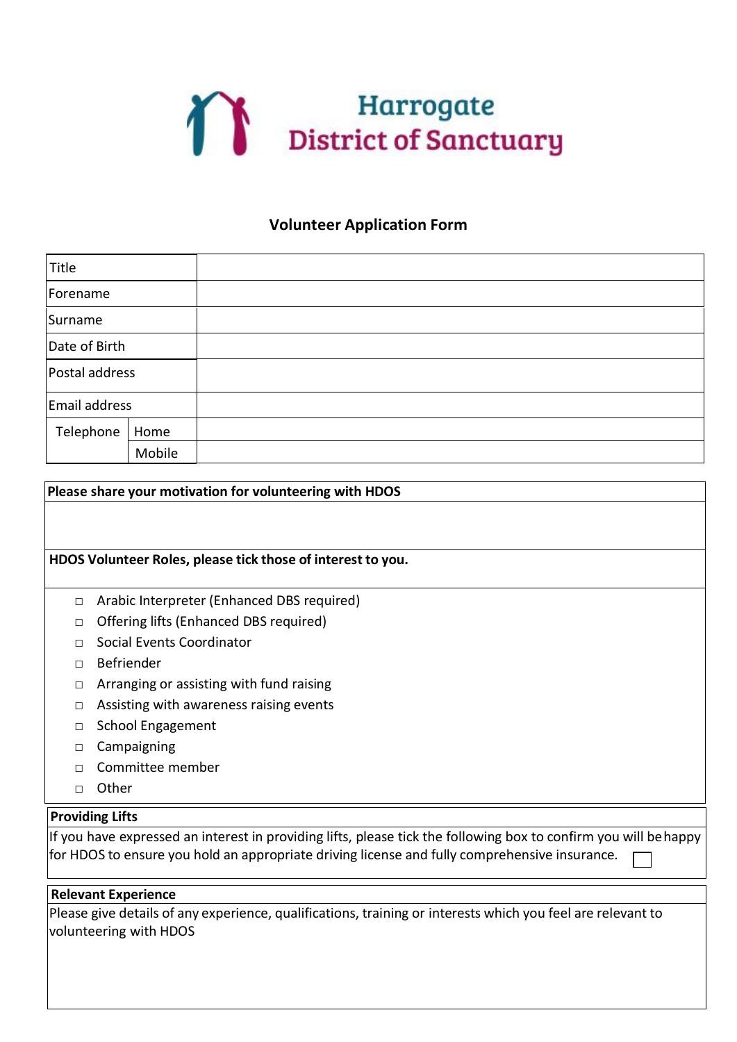# Harrogate District of Sanctuary

## Volunteer Application Form

| Title | | |
|---|---|---|
| Forename | | |
| Surname | | |
| Date of Birth | | |
| Postal address | | |
| Email address | | |
| Telephone | Home | |
| | Mobile | |

**Please share your motivation for volunteering with HDOS**

**HDOS Volunteer Roles, please tick those of interest to you.**

- □ Arabic Interpreter (Enhanced DBS required)
- □ Offering lifts (Enhanced DBS required)
- □ Social Events Coordinator
- □ Befriender
- □ Arranging or assisting with fund raising
- □ Assisting with awareness raising events
- □ School Engagement
- □ Campaigning
- □ Committee member
- □ Other

**Providing Lifts**

If you have expressed an interest in providing lifts, please tick the following box to confirm you will be happy for HDOS to ensure you hold an appropriate driving license and fully comprehensive insurance. □

**Relevant Experience**

Please give details of any experience, qualifications, training or interests which you feel are relevant to volunteering with HDOS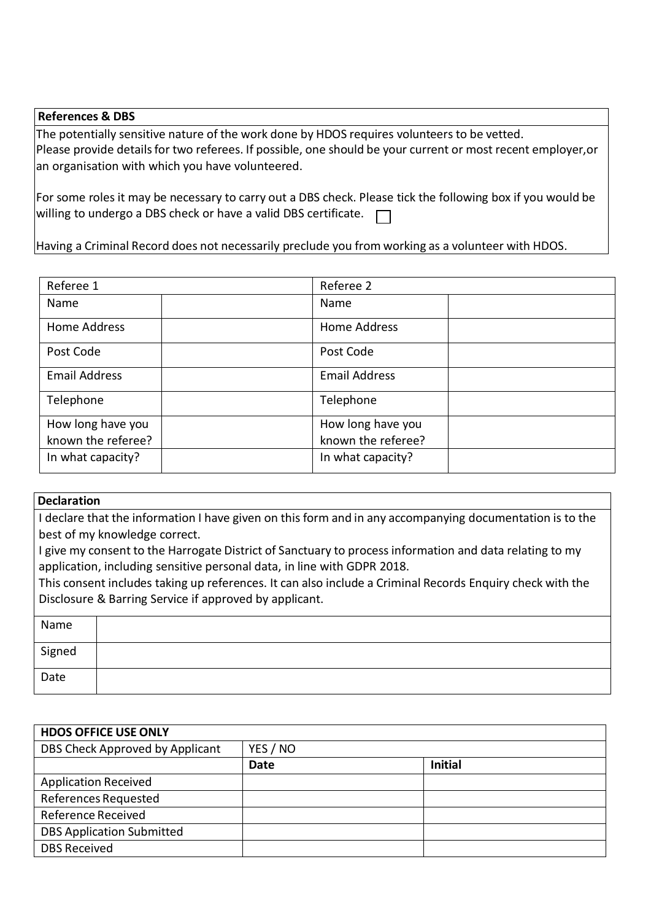**References & DBS**

The potentially sensitive nature of the work done by HDOS requires volunteers to be vetted.
Please provide details for two referees. If possible, one should be your current or most recent employer,or an organisation with which you have volunteered.

For some roles it may be necessary to carry out a DBS check. Please tick the following box if you would be willing to undergo a DBS check or have a valid DBS certificate. ☐

Having a Criminal Record does not necessarily preclude you from working as a volunteer with HDOS.

| Referee 1 | | Referee 2 | |
|---|---|---|---|
| Name | | Name | |
| Home Address | | Home Address | |
| Post Code | | Post Code | |
| Email Address | | Email Address | |
| Telephone | | Telephone | |
| How long have you known the referee? | | How long have you known the referee? | |
| In what capacity? | | In what capacity? | |

**Declaration**

I declare that the information I have given on this form and in any accompanying documentation is to the best of my knowledge correct.
I give my consent to the Harrogate District of Sanctuary to process information and data relating to my application, including sensitive personal data, in line with GDPR 2018.
This consent includes taking up references. It can also include a Criminal Records Enquiry check with the Disclosure & Barring Service if approved by applicant.

| | |
|---|---|
| Name | |
| Signed | |
| Date | |

| HDOS OFFICE USE ONLY | | |
|---|---|---|
| DBS Check Approved by Applicant | YES / NO | |
| | **Date** | **Initial** |
| Application Received | | |
| References Requested | | |
| Reference Received | | |
| DBS Application Submitted | | |
| DBS Received | | |